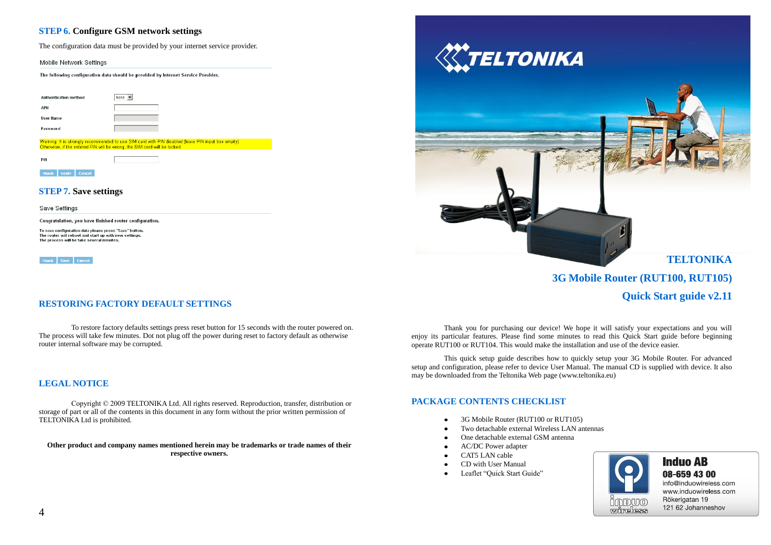## STEP 6. Configure GSM network settings

The configuration data must be provided by your internet service provider.

Mobile Network Settings

The following configuration data should be provided by Internet Service Provider.

| | |
|---|---|
| Authentication method | None |
| APN | |
| User Name | |
| Password | |

Warning: It is strongly recommended to use SIM card with PIN disabled (leave PIN input box empty). Otherwise, if the entered PIN will be wrong, the SIM card will be locked.

PIN

<back next> Cancel

## STEP 7. Save settings

Save Settings

Congratulation, you have finished router configuration.

To save configuration data please press "Save" button.
The router will reboot and start up with new settings.
The process will be take several minutes.

<back Save Cancel

## RESTORING FACTORY DEFAULT SETTINGS

To restore factory defaults settings press reset button for 15 seconds with the router powered on. The process will take few minutes. Dot not plug off the power during reset to factory default as otherwise router internal software may be corrupted.

## LEGAL NOTICE

Copyright © 2009 TELTONIKA Ltd. All rights reserved. Reproduction, transfer, distribution or storage of part or all of the contents in this document in any form without the prior written permission of TELTONIKA Ltd is prohibited.

**Other product and company names mentioned herein may be trademarks or trade names of their respective owners.**

TELTONIKA

# TELTONIKA

# 3G Mobile Router (RUT100, RUT105)

# Quick Start guide v2.11

Thank you for purchasing our device! We hope it will satisfy your expectations and you will enjoy its particular features. Please find some minutes to read this Quick Start guide before beginning operate RUT100 or RUT104. This would make the installation and use of the device easier.

This quick setup guide describes how to quickly setup your 3G Mobile Router. For advanced setup and configuration, please refer to device User Manual. The manual CD is supplied with device. It also may be downloaded from the Teltonika Web page (www.teltonika.eu)

## PACKAGE CONTENTS CHECKLIST

- 3G Mobile Router (RUT100 or RUT105)
- Two detachable external Wireless LAN antennas
- One detachable external GSM antenna
- AC/DC Power adapter
- CAT5 LAN cable
- CD with User Manual
- Leaflet "Quick Start Guide"

induo wireless

**Induo AB**
**08-659 43 00**
info@induowireless.com
www.induowireless.com
Rökerigatan 19
121 62 Johanneshov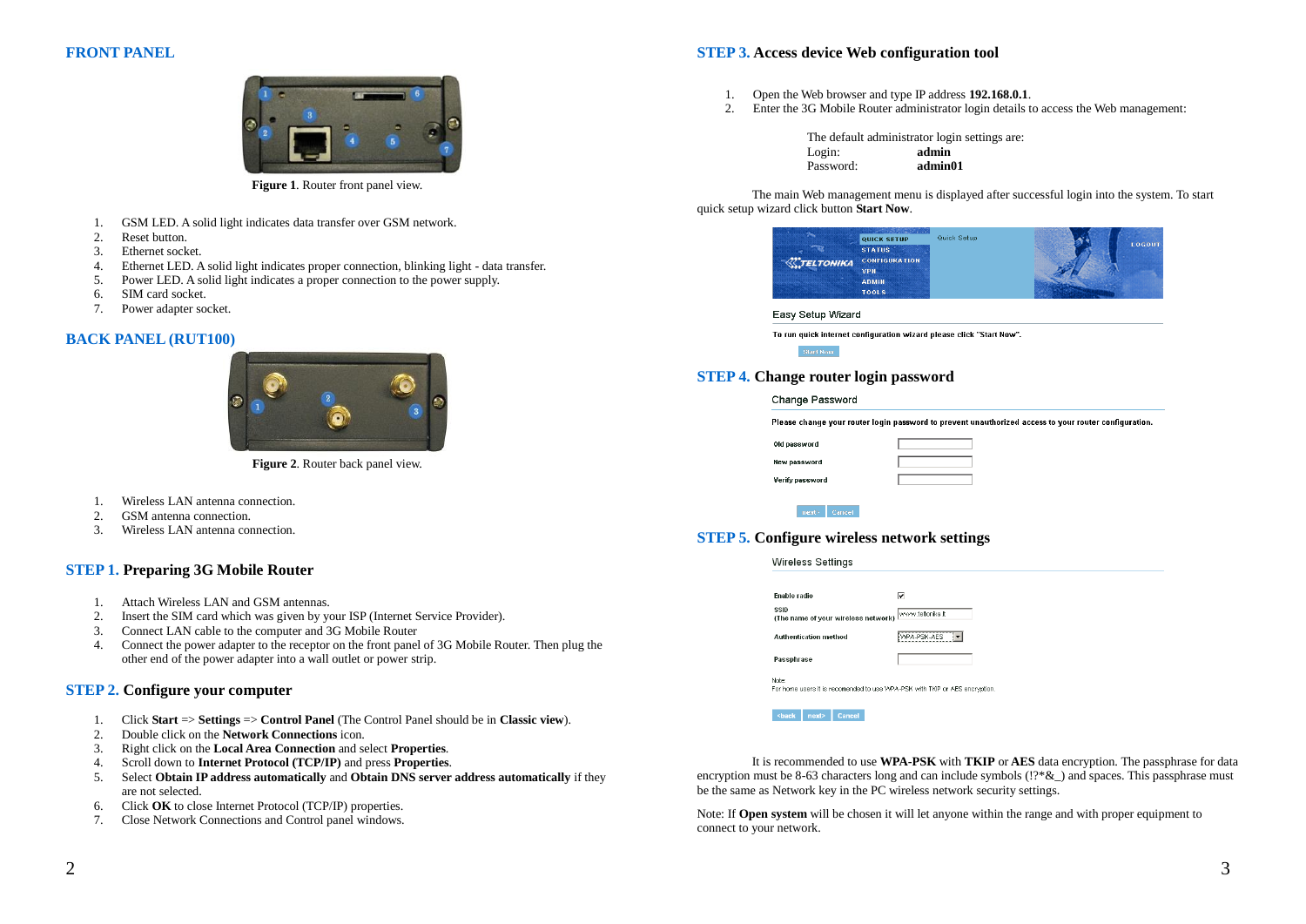## FRONT PANEL

**Figure 1**. Router front panel view.

1. GSM LED. A solid light indicates data transfer over GSM network.
2. Reset button.
3. Ethernet socket.
4. Ethernet LED. A solid light indicates proper connection, blinking light - data transfer.
5. Power LED. A solid light indicates a proper connection to the power supply.
6. SIM card socket.
7. Power adapter socket.

## BACK PANEL (RUT100)

**Figure 2**. Router back panel view.

1. Wireless LAN antenna connection.
2. GSM antenna connection.
3. Wireless LAN antenna connection.

## STEP 1. Preparing 3G Mobile Router

1. Attach Wireless LAN and GSM antennas.
2. Insert the SIM card which was given by your ISP (Internet Service Provider).
3. Connect LAN cable to the computer and 3G Mobile Router
4. Connect the power adapter to the receptor on the front panel of 3G Mobile Router. Then plug the other end of the power adapter into a wall outlet or power strip.

## STEP 2. Configure your computer

1. Click **Start** => **Settings** => **Control Panel** (The Control Panel should be in **Classic view**).
2. Double click on the **Network Connections** icon.
3. Right click on the **Local Area Connection** and select **Properties**.
4. Scroll down to **Internet Protocol (TCP/IP)** and press **Properties**.
5. Select **Obtain IP address automatically** and **Obtain DNS server address automatically** if they are not selected.
6. Click **OK** to close Internet Protocol (TCP/IP) properties.
7. Close Network Connections and Control panel windows.

## STEP 3. Access device Web configuration tool

1. Open the Web browser and type IP address **192.168.0.1**.
2. Enter the 3G Mobile Router administrator login details to access the Web management:

The default administrator login settings are:

| | |
|---|---|
| Login: | **admin** |
| Password: | **admin01** |

The main Web management menu is displayed after successful login into the system. To start quick setup wizard click button **Start Now**.

QUICK SETUP
STATUS
CONFIGURATION
VPN
ADMIN
TOOLS
TELTONIKA
Quick Setup
LOGOUT

Easy Setup Wizard

To run quick internet configuration wizard please click "Start Now".

Start Now

## STEP 4. Change router login password

Change Password

Please change your router login password to prevent unauthorized access to your router configuration.

Old password

New password

Verify password

next> Cancel

## STEP 5. Configure wireless network settings

Wireless Settings

Enable radio

SSID
(The name of your wireless network) www.teltonika.lt

Authentication method WPA-PSK-AES

Passphrase

Note:
For home users it is recomended to use WPA-PSK with TKIP or AES encryption.

<back next> Cancel

It is recommended to use **WPA-PSK** with **TKIP** or **AES** data encryption. The passphrase for data encryption must be 8-63 characters long and can include symbols (!?*&_) and spaces. This passphrase must be the same as Network key in the PC wireless network security settings.

Note: If **Open system** will be chosen it will let anyone within the range and with proper equipment to connect to your network.